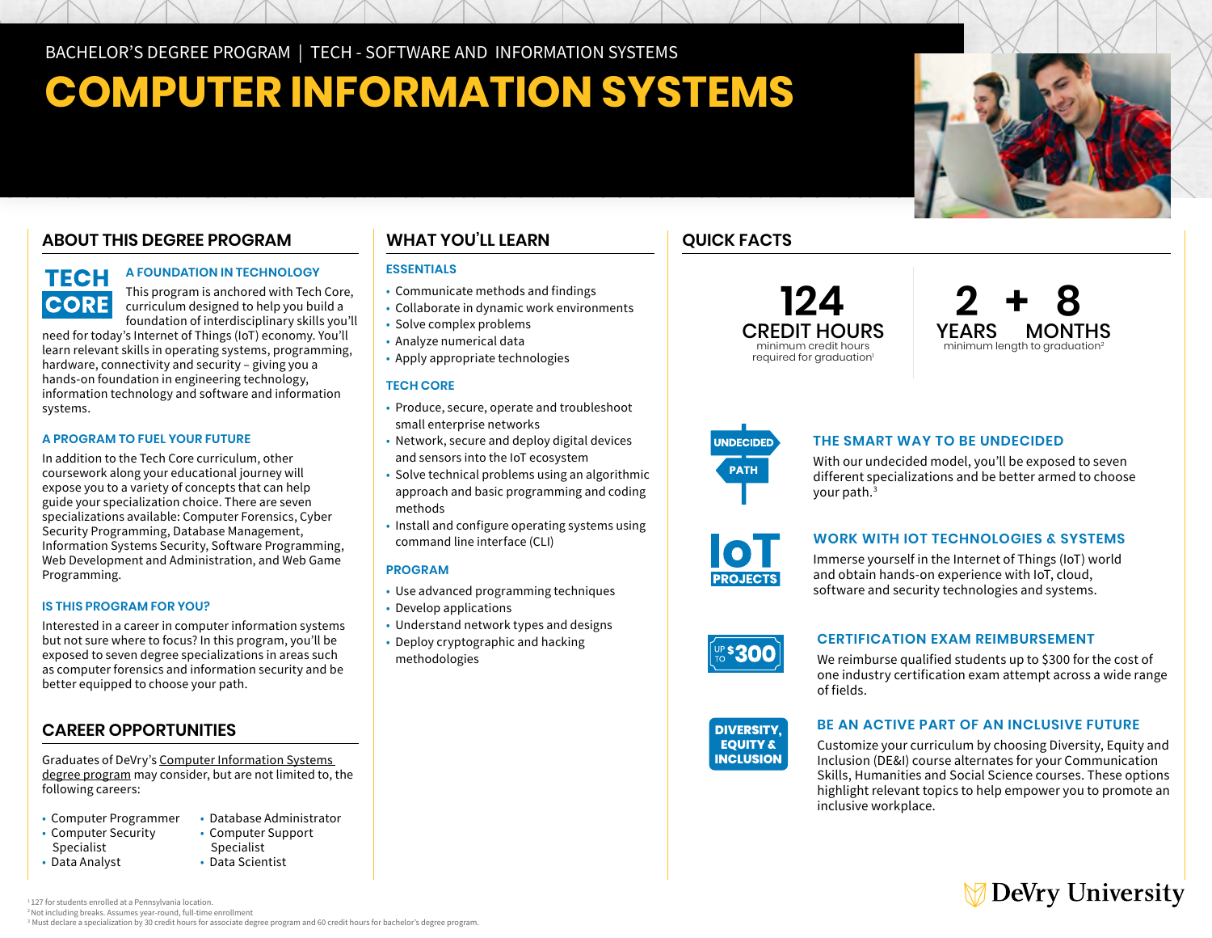BACHELOR'S DEGREE PROGRAM | TECH - SOFTWARE AND INFORMATION SYSTEMS

# COMPUTER INFORMATION SYSTEMS

## ABOUT THIS DEGREE PROGRAM

TECH CORE

### A FOUNDATION IN TECHNOLOGY

This program is anchored with Tech Core, curriculum designed to help you build a foundation of interdisciplinary skills you'll need for today's Internet of Things (IoT) economy. You'll learn relevant skills in operating systems, programming, hardware, connectivity and security – giving you a hands-on foundation in engineering technology, information technology and software and information systems.

### A PROGRAM TO FUEL YOUR FUTURE

In addition to the Tech Core curriculum, other coursework along your educational journey will expose you to a variety of concepts that can help guide your specialization choice. There are seven specializations available: Computer Forensics, Cyber Security Programming, Database Management, Information Systems Security, Software Programming, Web Development and Administration, and Web Game Programming.

### IS THIS PROGRAM FOR YOU?

Interested in a career in computer information systems but not sure where to focus? In this program, you'll be exposed to seven degree specializations in areas such as computer forensics and information security and be better equipped to choose your path.

## CAREER OPPORTUNITIES

Graduates of DeVry's Computer Information Systems degree program may consider, but are not limited to, the following careers:

- Computer Programmer
- Computer Security Specialist
- Data Analyst
- Database Administrator
- Computer Support Specialist
- Data Scientist

## WHAT YOU'LL LEARN

### ESSENTIALS

- Communicate methods and findings
- Collaborate in dynamic work environments
- Solve complex problems
- Analyze numerical data
- Apply appropriate technologies

### TECH CORE

- Produce, secure, operate and troubleshoot small enterprise networks
- Network, secure and deploy digital devices and sensors into the IoT ecosystem
- Solve technical problems using an algorithmic approach and basic programming and coding methods
- Install and configure operating systems using command line interface (CLI)

### PROGRAM

- Use advanced programming techniques
- Develop applications
- Understand network types and designs
- Deploy cryptographic and hacking methodologies

## QUICK FACTS

**124 CREDIT HOURS**
minimum credit hours required for graduation[1]

**2 YEARS + 8 MONTHS**
minimum length to graduation[2]

### THE SMART WAY TO BE UNDECIDED

With our undecided model, you'll be exposed to seven different specializations and be better armed to choose your path.[3]

### WORK WITH IOT TECHNOLOGIES & SYSTEMS

Immerse yourself in the Internet of Things (IoT) world and obtain hands-on experience with IoT, cloud, software and security technologies and systems.

### CERTIFICATION EXAM REIMBURSEMENT

We reimburse qualified students up to $300 for the cost of one industry certification exam attempt across a wide range of fields.

### BE AN ACTIVE PART OF AN INCLUSIVE FUTURE

Customize your curriculum by choosing Diversity, Equity and Inclusion (DE&I) course alternates for your Communication Skills, Humanities and Social Science courses. These options highlight relevant topics to help empower you to promote an inclusive workplace.

[1] 127 for students enrolled at a Pennsylvania location.
[2] Not including breaks. Assumes year-round, full-time enrollment
[3] Must declare a specialization by 30 credit hours for associate degree program and 60 credit hours for bachelor's degree program.

DeVry University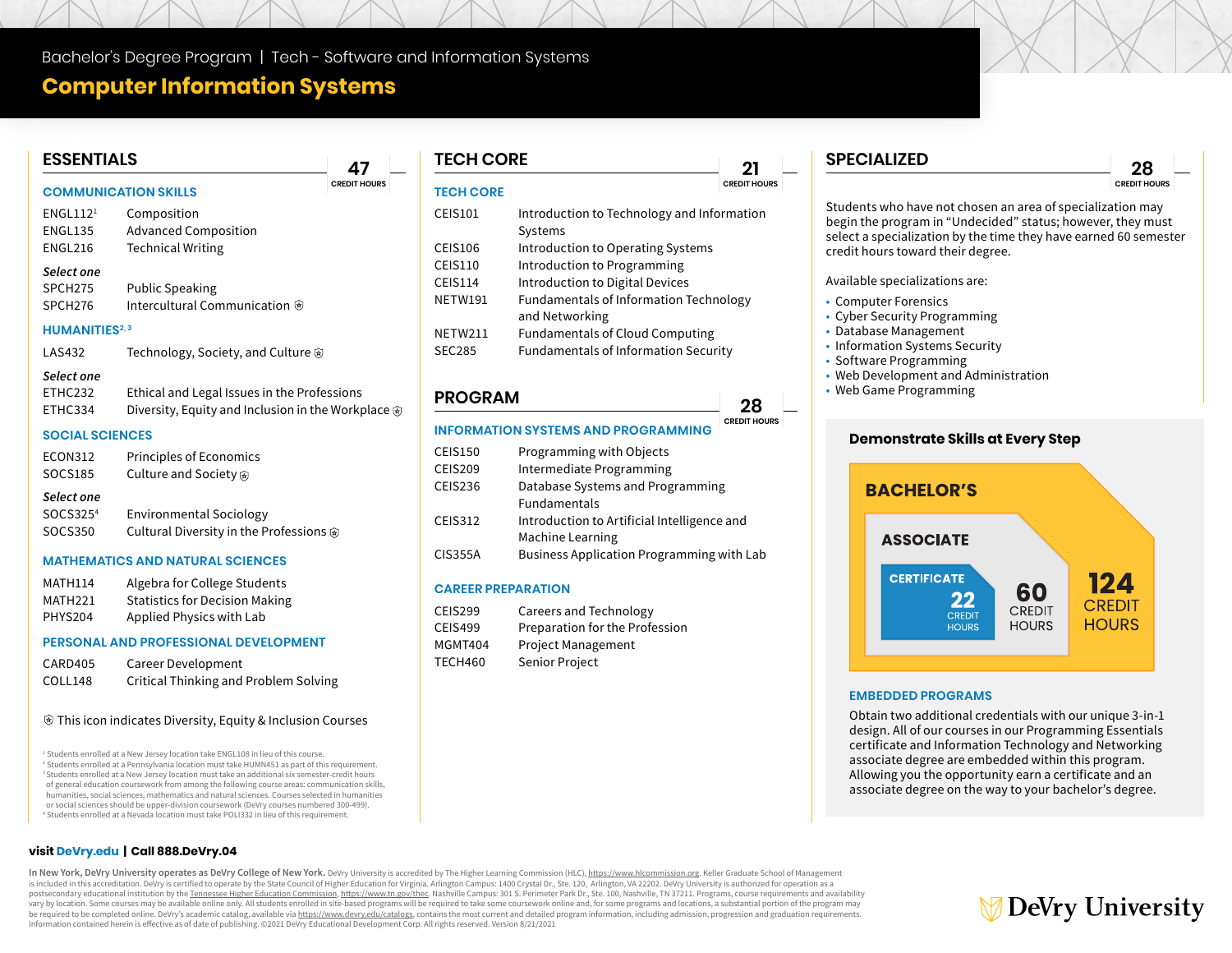Bachelor's Degree Program | Tech - Software and Information Systems

# Computer Information Systems

## ESSENTIALS

47 CREDIT HOURS

### COMMUNICATION SKILLS

| | |
|---|---|
| ENGL112[1] | Composition |
| ENGL135 | Advanced Composition |
| ENGL216 | Technical Writing |

*Select one*

| | |
|---|---|
| SPCH275 | Public Speaking |
| SPCH276 | Intercultural Communication ✪ |

### HUMANITIES[2, 3]

| | |
|---|---|
| LAS432 | Technology, Society, and Culture ✪ |

*Select one*

| | |
|---|---|
| ETHC232 | Ethical and Legal Issues in the Professions |
| ETHC334 | Diversity, Equity and Inclusion in the Workplace ✪ |

### SOCIAL SCIENCES

| | |
|---|---|
| ECON312 | Principles of Economics |
| SOCS185 | Culture and Society ✪ |

*Select one*

| | |
|---|---|
| SOCS325[4] | Environmental Sociology |
| SOCS350 | Cultural Diversity in the Professions ✪ |

### MATHEMATICS AND NATURAL SCIENCES

| | |
|---|---|
| MATH114 | Algebra for College Students |
| MATH221 | Statistics for Decision Making |
| PHYS204 | Applied Physics with Lab |

### PERSONAL AND PROFESSIONAL DEVELOPMENT

| | |
|---|---|
| CARD405 | Career Development |
| COLL148 | Critical Thinking and Problem Solving |

✪ This icon indicates Diversity, Equity & Inclusion Courses

[1] Students enrolled at a New Jersey location take ENGL108 in lieu of this course.
[2] Students enrolled at a Pennsylvania location must take HUMN451 as part of this requirement.
[3] Students enrolled at a New Jersey location must take an additional six semester-credit hours of general education coursework from among the following course areas: communication skills, humanities, social sciences, mathematics and natural sciences. Courses selected in humanities or social sciences should be upper-division coursework (DeVry courses numbered 300-499).
[4] Students enrolled at a Nevada location must take POLI332 in lieu of this requirement.

## TECH CORE

21 CREDIT HOURS

### TECH CORE

| | |
|---|---|
| CEIS101 | Introduction to Technology and Information Systems |
| CEIS106 | Introduction to Operating Systems |
| CEIS110 | Introduction to Programming |
| CEIS114 | Introduction to Digital Devices |
| NETW191 | Fundamentals of Information Technology and Networking |
| NETW211 | Fundamentals of Cloud Computing |
| SEC285 | Fundamentals of Information Security |

## PROGRAM

28 CREDIT HOURS

### INFORMATION SYSTEMS AND PROGRAMMING

| | |
|---|---|
| CEIS150 | Programming with Objects |
| CEIS209 | Intermediate Programming |
| CEIS236 | Database Systems and Programming Fundamentals |
| CEIS312 | Introduction to Artificial Intelligence and Machine Learning |
| CIS355A | Business Application Programming with Lab |

### CAREER PREPARATION

| | |
|---|---|
| CEIS299 | Careers and Technology |
| CEIS499 | Preparation for the Profession |
| MGMT404 | Project Management |
| TECH460 | Senior Project |

## SPECIALIZED

28 CREDIT HOURS

Students who have not chosen an area of specialization may begin the program in "Undecided" status; however, they must select a specialization by the time they have earned 60 semester credit hours toward their degree.

Available specializations are:

- Computer Forensics
- Cyber Security Programming
- Database Management
- Information Systems Security
- Software Programming
- Web Development and Administration
- Web Game Programming

**Demonstrate Skills at Every Step**

BACHELOR'S
124 CREDIT HOURS

ASSOCIATE
60 CREDIT HOURS

CERTIFICATE
22 CREDIT HOURS

### EMBEDDED PROGRAMS

Obtain two additional credentials with our unique 3-in-1 design. All of our courses in our Programming Essentials certificate and Information Technology and Networking associate degree are embedded within this program. Allowing you the opportunity earn a certificate and an associate degree on the way to your bachelor's degree.

**visit DeVry.edu | Call 888.DeVry.04**

**In New York, DeVry University operates as DeVry College of New York.** DeVry University is accredited by The Higher Learning Commission (HLC), https://www.hlcommission.org. Keller Graduate School of Management is included in this accreditation. DeVry is certified to operate by the State Council of Higher Education for Virginia. Arlington Campus: 1400 Crystal Dr., Ste. 120, Arlington, VA 22202. DeVry University is authorized for operation as a postsecondary educational institution by the Tennessee Higher Education Commission, https://www.tn.gov/thec. Nashville Campus: 301 S. Perimeter Park Dr., Ste. 100, Nashville, TN 37211. Programs, course requirements and availability vary by location. Some courses may be available online only. All students enrolled in site-based programs will be required to take some coursework online and, for some programs and locations, a substantial portion of the program may be required to be completed online. DeVry's academic catalog, available via https://www.devry.edu/catalogs, contains the most current and detailed program information, including admission, progression and graduation requirements. Information contained herein is effective as of date of publishing. ©2021 DeVry Educational Development Corp. All rights reserved. Version 8/21/2021

DeVry University